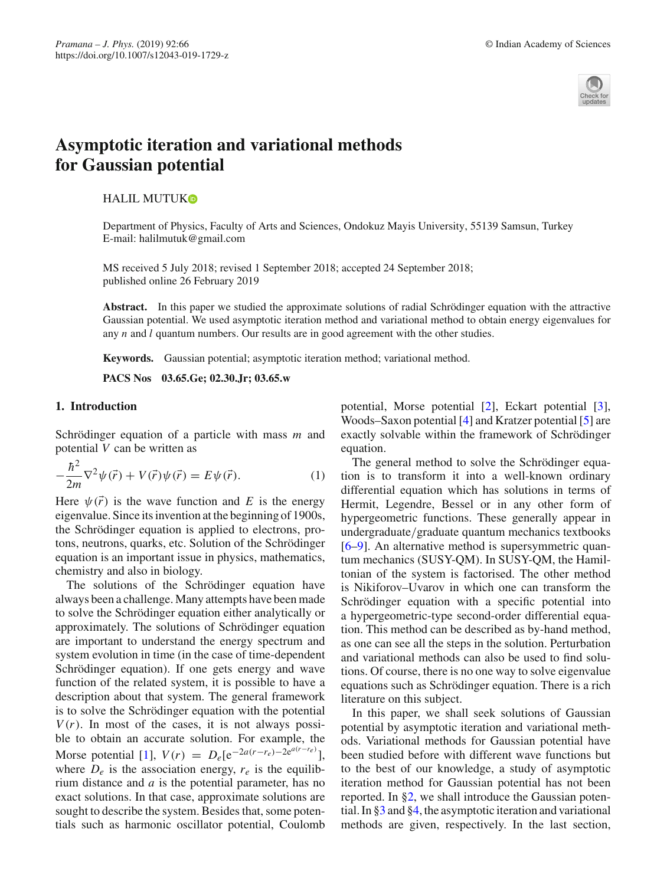# Asymptotic iteration and variational methods for Gaussian potential

HALIL MUTUK

Department of Physics, Faculty of Arts and Sciences, Ondokuz Mayis University, 55139 Samsun, Turkey
E-mail: halilmutuk@gmail.com

MS received 5 July 2018; revised 1 September 2018; accepted 24 September 2018; published online 26 February 2019

**Abstract.** In this paper we studied the approximate solutions of radial Schrödinger equation with the attractive Gaussian potential. We used asymptotic iteration method and variational method to obtain energy eigenvalues for any $n$ and $l$ quantum numbers. Our results are in good agreement with the other studies.

**Keywords.** Gaussian potential; asymptotic iteration method; variational method.

**PACS Nos** 03.65.Ge; 02.30.Jr; 03.65.w

## 1. Introduction

Schrödinger equation of a particle with mass $m$ and potential $V$ can be written as

$$-\frac{\hbar^2}{2m}\nabla^2\psi(\vec{r}) + V(\vec{r})\psi(\vec{r}) = E\psi(\vec{r}). \tag{1}$$

Here $\psi(\vec{r})$ is the wave function and $E$ is the energy eigenvalue. Since its invention at the beginning of 1900s, the Schrödinger equation is applied to electrons, protons, neutrons, quarks, etc. Solution of the Schrödinger equation is an important issue in physics, mathematics, chemistry and also in biology.

The solutions of the Schrödinger equation have always been a challenge. Many attempts have been made to solve the Schrödinger equation either analytically or approximately. The solutions of Schrödinger equation are important to understand the energy spectrum and system evolution in time (in the case of time-dependent Schrödinger equation). If one gets energy and wave function of the related system, it is possible to have a description about that system. The general framework is to solve the Schrödinger equation with the potential $V(r)$. In most of the cases, it is not always possible to obtain an accurate solution. For example, the Morse potential [1], $V(r) = D_e[\mathrm{e}^{-2a(r-r_e)} - 2\mathrm{e}^{a(r-r_e)}]$, where $D_e$ is the association energy, $r_e$ is the equilibrium distance and $a$ is the potential parameter, has no exact solutions. In that case, approximate solutions are sought to describe the system. Besides that, some potentials such as harmonic oscillator potential, Coulomb potential, Morse potential [2], Eckart potential [3], Woods–Saxon potential [4] and Kratzer potential [5] are exactly solvable within the framework of Schrödinger equation.

The general method to solve the Schrödinger equation is to transform it into a well-known ordinary differential equation which has solutions in terms of Hermit, Legendre, Bessel or in any other form of hypergeometric functions. These generally appear in undergraduate/graduate quantum mechanics textbooks [6–9]. An alternative method is supersymmetric quantum mechanics (SUSY-QM). In SUSY-QM, the Hamiltonian of the system is factorised. The other method is Nikiforov–Uvarov in which one can transform the Schrödinger equation with a specific potential into a hypergeometric-type second-order differential equation. This method can be described as by-hand method, as one can see all the steps in the solution. Perturbation and variational methods can also be used to find solutions. Of course, there is no one way to solve eigenvalue equations such as Schrödinger equation. There is a rich literature on this subject.

In this paper, we shall seek solutions of Gaussian potential by asymptotic iteration and variational methods. Variational methods for Gaussian potential have been studied before with different wave functions but to the best of our knowledge, a study of asymptotic iteration method for Gaussian potential has not been reported. In §2, we shall introduce the Gaussian potential. In §3 and §4, the asymptotic iteration and variational methods are given, respectively. In the last section,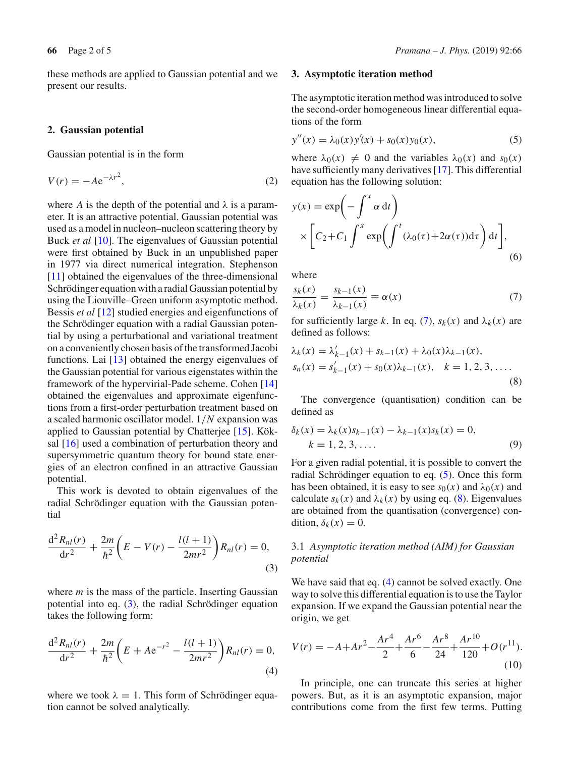these methods are applied to Gaussian potential and we present our results.

## 2. Gaussian potential

Gaussian potential is in the form

$$V(r) = -A\mathrm{e}^{-\lambda r^2}, \tag{2}$$

where $A$ is the depth of the potential and $\lambda$ is a parameter. It is an attractive potential. Gaussian potential was used as a model in nucleon–nucleon scattering theory by Buck *et al* [10]. The eigenvalues of Gaussian potential were first obtained by Buck in an unpublished paper in 1977 via direct numerical integration. Stephenson [11] obtained the eigenvalues of the three-dimensional Schrödinger equation with a radial Gaussian potential by using the Liouville–Green uniform asymptotic method. Bessis *et al* [12] studied energies and eigenfunctions of the Schrödinger equation with a radial Gaussian potential by using a perturbational and variational treatment on a conveniently chosen basis of the transformed Jacobi functions. Lai [13] obtained the energy eigenvalues of the Gaussian potential for various eigenstates within the framework of the hypervirial-Pade scheme. Cohen [14] obtained the eigenvalues and approximate eigenfunctions from a first-order perturbation treatment based on a scaled harmonic oscillator model. $1/N$ expansion was applied to Gaussian potential by Chatterjee [15]. Köksal [16] used a combination of perturbation theory and supersymmetric quantum theory for bound state energies of an electron confined in an attractive Gaussian potential.

This work is devoted to obtain eigenvalues of the radial Schrödinger equation with the Gaussian potential

$$\frac{\mathrm{d}^2 R_{nl}(r)}{\mathrm{d}r^2} + \frac{2m}{\hbar^2}\left(E - V(r) - \frac{l(l+1)}{2mr^2}\right)R_{nl}(r) = 0, \tag{3}$$

where $m$ is the mass of the particle. Inserting Gaussian potential into eq. (3), the radial Schrödinger equation takes the following form:

$$\frac{\mathrm{d}^2 R_{nl}(r)}{\mathrm{d}r^2} + \frac{2m}{\hbar^2}\left(E + A\mathrm{e}^{-r^2} - \frac{l(l+1)}{2mr^2}\right)R_{nl}(r) = 0, \tag{4}$$

where we took $\lambda = 1$. This form of Schrödinger equation cannot be solved analytically.

## 3. Asymptotic iteration method

The asymptotic iteration method was introduced to solve the second-order homogeneous linear differential equations of the form

$$y''(x) = \lambda_0(x)y'(x) + s_0(x)y_0(x), \tag{5}$$

where $\lambda_0(x) \neq 0$ and the variables $\lambda_0(x)$ and $s_0(x)$ have sufficiently many derivatives [17]. This differential equation has the following solution:

$$y(x) = \exp\left(-\int^x \alpha\, \mathrm{d}t\right) \times \left[C_2 + C_1 \int^x \exp\left(\int^t (\lambda_0(\tau) + 2\alpha(\tau))\mathrm{d}\tau\right)\mathrm{d}t\right], \tag{6}$$

where

$$\frac{s_k(x)}{\lambda_k(x)} = \frac{s_{k-1}(x)}{\lambda_{k-1}(x)} \equiv \alpha(x) \tag{7}$$

for sufficiently large $k$. In eq. (7), $s_k(x)$ and $\lambda_k(x)$ are defined as follows:

$$\begin{aligned} \lambda_k(x) &= \lambda'_{k-1}(x) + s_{k-1}(x) + \lambda_0(x)\lambda_{k-1}(x), \\ s_n(x) &= s'_{k-1}(x) + s_0(x)\lambda_{k-1}(x), \quad k = 1, 2, 3, \ldots. \end{aligned} \tag{8}$$

The convergence (quantisation) condition can be defined as

$$\delta_k(x) = \lambda_k(x)s_{k-1}(x) - \lambda_{k-1}(x)s_k(x) = 0, \quad k = 1, 2, 3, \ldots. \tag{9}$$

For a given radial potential, it is possible to convert the radial Schrödinger equation to eq. (5). Once this form has been obtained, it is easy to see $s_0(x)$ and $\lambda_0(x)$ and calculate $s_k(x)$ and $\lambda_k(x)$ by using eq. (8). Eigenvalues are obtained from the quantisation (convergence) condition, $\delta_k(x) = 0$.

### 3.1 *Asymptotic iteration method (AIM) for Gaussian potential*

We have said that eq. (4) cannot be solved exactly. One way to solve this differential equation is to use the Taylor expansion. If we expand the Gaussian potential near the origin, we get

$$V(r) = -A + Ar^2 - \frac{Ar^4}{2} + \frac{Ar^6}{6} - \frac{Ar^8}{24} + \frac{Ar^{10}}{120} + O(r^{11}). \tag{10}$$

In principle, one can truncate this series at higher powers. But, as it is an asymptotic expansion, major contributions come from the first few terms. Putting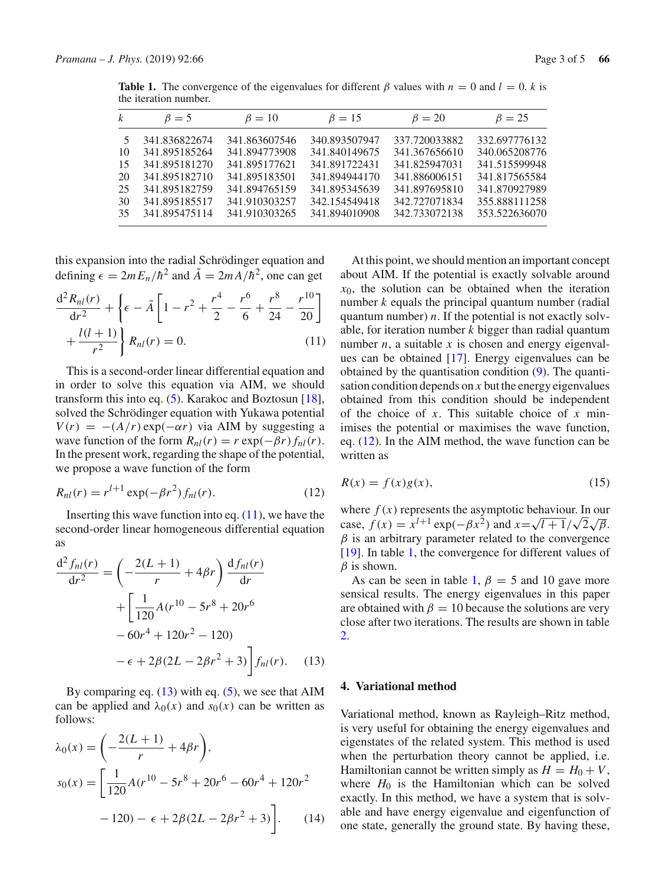**Table 1.** The convergence of the eigenvalues for different $\beta$ values with $n = 0$ and $l = 0$. $k$ is the iteration number.

| $k$ | $\beta = 5$ | $\beta = 10$ | $\beta = 15$ | $\beta = 20$ | $\beta = 25$ |
|---|---|---|---|---|---|
| 5 | 341.836822674 | 341.863607546 | 340.893507947 | 337.720033882 | 332.697776132 |
| 10 | 341.895185264 | 341.894773908 | 341.840149675 | 341.367656610 | 340.065208776 |
| 15 | 341.895181270 | 341.895177621 | 341.891722431 | 341.825947031 | 341.515599948 |
| 20 | 341.895182710 | 341.895183501 | 341.894944170 | 341.886006151 | 341.817565584 |
| 25 | 341.895182759 | 341.894765159 | 341.895345639 | 341.897695810 | 341.870927989 |
| 30 | 341.895185517 | 341.910303257 | 342.154549418 | 342.727071834 | 355.888111258 |
| 35 | 341.895475114 | 341.910303265 | 341.894010908 | 342.733072138 | 353.522636070 |

this expansion into the radial Schrödinger equation and defining $\epsilon = 2mE_n/\hbar^2$ and $\tilde{A} = 2mA/\hbar^2$, one can get

$$\frac{\mathrm{d}^2 R_{nl}(r)}{\mathrm{d}r^2} + \left\{\epsilon - \tilde{A}\left[1 - r^2 + \frac{r^4}{2} - \frac{r^6}{6} + \frac{r^8}{24} - \frac{r^{10}}{20}\right] + \frac{l(l+1)}{r^2}\right\} R_{nl}(r) = 0. \tag{11}$$

This is a second-order linear differential equation and in order to solve this equation via AIM, we should transform this into eq. (5). Karakoc and Boztosun [18], solved the Schrödinger equation with Yukawa potential $V(r) = -(A/r)\exp(-\alpha r)$ via AIM by suggesting a wave function of the form $R_{nl}(r) = r\exp(-\beta r) f_{nl}(r)$. In the present work, regarding the shape of the potential, we propose a wave function of the form

$$R_{nl}(r) = r^{l+1}\exp(-\beta r^2) f_{nl}(r). \tag{12}$$

Inserting this wave function into eq. (11), we have the second-order linear homogeneous differential equation as

$$\frac{\mathrm{d}^2 f_{nl}(r)}{\mathrm{d}r^2} = \left(-\frac{2(L+1)}{r} + 4\beta r\right)\frac{\mathrm{d}f_{nl}(r)}{\mathrm{d}r} + \left[\frac{1}{120}A(r^{10} - 5r^8 + 20r^6 - 60r^4 + 120r^2 - 120) - \epsilon + 2\beta(2L - 2\beta r^2 + 3)\right] f_{nl}(r). \tag{13}$$

By comparing eq. (13) with eq. (5), we see that AIM can be applied and $\lambda_0(x)$ and $s_0(x)$ can be written as follows:

$$\lambda_0(x) = \left(-\frac{2(L+1)}{r} + 4\beta r\right),$$

$$s_0(x) = \left[\frac{1}{120}A(r^{10} - 5r^8 + 20r^6 - 60r^4 + 120r^2 - 120) - \epsilon + 2\beta(2L - 2\beta r^2 + 3)\right]. \tag{14}$$

At this point, we should mention an important concept about AIM. If the potential is exactly solvable around $x_0$, the solution can be obtained when the iteration number $k$ equals the principal quantum number (radial quantum number) $n$. If the potential is not exactly solvable, for iteration number $k$ bigger than radial quantum number $n$, a suitable $x$ is chosen and energy eigenvalues can be obtained [17]. Energy eigenvalues can be obtained by the quantisation condition (9). The quantisation condition depends on $x$ but the energy eigenvalues obtained from this condition should be independent of the choice of $x$. This suitable choice of $x$ minimises the potential or maximises the wave function, eq. (12). In the AIM method, the wave function can be written as

$$R(x) = f(x)g(x), \tag{15}$$

where $f(x)$ represents the asymptotic behaviour. In our case, $f(x) = x^{l+1}\exp(-\beta x^2)$ and $x = \sqrt{l+1}/\sqrt{2}\sqrt{\beta}$. $\beta$ is an arbitrary parameter related to the convergence [19]. In table 1, the convergence for different values of $\beta$ is shown.

As can be seen in table 1, $\beta = 5$ and 10 gave more sensical results. The energy eigenvalues in this paper are obtained with $\beta = 10$ because the solutions are very close after two iterations. The results are shown in table 2.

## 4. Variational method

Variational method, known as Rayleigh–Ritz method, is very useful for obtaining the energy eigenvalues and eigenstates of the related system. This method is used when the perturbation theory cannot be applied, i.e. Hamiltonian cannot be written simply as $H = H_0 + V$, where $H_0$ is the Hamiltonian which can be solved exactly. In this method, we have a system that is solvable and have energy eigenvalue and eigenfunction of one state, generally the ground state. By having these,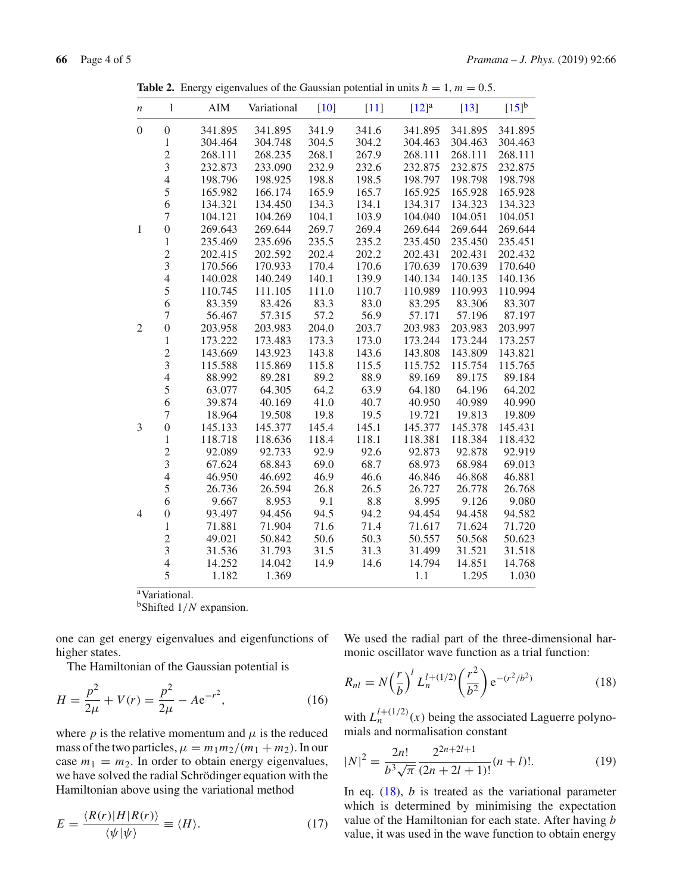**Table 2.** Energy eigenvalues of the Gaussian potential in units $\hbar = 1$, $m = 0.5$.

| $n$ | l | AIM | Variational | [10] | [11] | [12][a] | [13] | [15][b] |
|---|---|---|---|---|---|---|---|---|
| 0 | 0 | 341.895 | 341.895 | 341.9 | 341.6 | 341.895 | 341.895 | 341.895 |
| | 1 | 304.464 | 304.748 | 304.5 | 304.2 | 304.463 | 304.463 | 304.463 |
| | 2 | 268.111 | 268.235 | 268.1 | 267.9 | 268.111 | 268.111 | 268.111 |
| | 3 | 232.873 | 233.090 | 232.9 | 232.6 | 232.875 | 232.875 | 232.875 |
| | 4 | 198.796 | 198.925 | 198.8 | 198.5 | 198.797 | 198.798 | 198.798 |
| | 5 | 165.982 | 166.174 | 165.9 | 165.7 | 165.925 | 165.928 | 165.928 |
| | 6 | 134.321 | 134.450 | 134.3 | 134.1 | 134.317 | 134.323 | 134.323 |
| | 7 | 104.121 | 104.269 | 104.1 | 103.9 | 104.040 | 104.051 | 104.051 |
| 1 | 0 | 269.643 | 269.644 | 269.7 | 269.4 | 269.644 | 269.644 | 269.644 |
| | 1 | 235.469 | 235.696 | 235.5 | 235.2 | 235.450 | 235.450 | 235.451 |
| | 2 | 202.415 | 202.592 | 202.4 | 202.2 | 202.431 | 202.431 | 202.432 |
| | 3 | 170.566 | 170.933 | 170.4 | 170.6 | 170.639 | 170.639 | 170.640 |
| | 4 | 140.028 | 140.249 | 140.1 | 139.9 | 140.134 | 140.135 | 140.136 |
| | 5 | 110.745 | 111.105 | 111.0 | 110.7 | 110.989 | 110.993 | 110.994 |
| | 6 | 83.359 | 83.426 | 83.3 | 83.0 | 83.295 | 83.306 | 83.307 |
| | 7 | 56.467 | 57.315 | 57.2 | 56.9 | 57.171 | 57.196 | 87.197 |
| 2 | 0 | 203.958 | 203.983 | 204.0 | 203.7 | 203.983 | 203.983 | 203.997 |
| | 1 | 173.222 | 173.483 | 173.3 | 173.0 | 173.244 | 173.244 | 173.257 |
| | 2 | 143.669 | 143.923 | 143.8 | 143.6 | 143.808 | 143.809 | 143.821 |
| | 3 | 115.588 | 115.869 | 115.8 | 115.5 | 115.752 | 115.754 | 115.765 |
| | 4 | 88.992 | 89.281 | 89.2 | 88.9 | 89.169 | 89.175 | 89.184 |
| | 5 | 63.077 | 64.305 | 64.2 | 63.9 | 64.180 | 64.196 | 64.202 |
| | 6 | 39.874 | 40.169 | 41.0 | 40.7 | 40.950 | 40.989 | 40.990 |
| | 7 | 18.964 | 19.508 | 19.8 | 19.5 | 19.721 | 19.813 | 19.809 |
| 3 | 0 | 145.133 | 145.377 | 145.4 | 145.1 | 145.377 | 145.378 | 145.431 |
| | 1 | 118.718 | 118.636 | 118.4 | 118.1 | 118.381 | 118.384 | 118.432 |
| | 2 | 92.089 | 92.733 | 92.9 | 92.6 | 92.873 | 92.878 | 92.919 |
| | 3 | 67.624 | 68.843 | 69.0 | 68.7 | 68.973 | 68.984 | 69.013 |
| | 4 | 46.950 | 46.692 | 46.9 | 46.6 | 46.846 | 46.868 | 46.881 |
| | 5 | 26.736 | 26.594 | 26.8 | 26.5 | 26.727 | 26.778 | 26.768 |
| | 6 | 9.667 | 8.953 | 9.1 | 8.8 | 8.995 | 9.126 | 9.080 |
| 4 | 0 | 93.497 | 94.456 | 94.5 | 94.2 | 94.454 | 94.458 | 94.582 |
| | 1 | 71.881 | 71.904 | 71.6 | 71.4 | 71.617 | 71.624 | 71.720 |
| | 2 | 49.021 | 50.842 | 50.6 | 50.3 | 50.557 | 50.568 | 50.623 |
| | 3 | 31.536 | 31.793 | 31.5 | 31.3 | 31.499 | 31.521 | 31.518 |
| | 4 | 14.252 | 14.042 | 14.9 | 14.6 | 14.794 | 14.851 | 14.768 |
| | 5 | 1.182 | 1.369 | | | 1.1 | 1.295 | 1.030 |

[a]Variational.
[b]Shifted $1/N$ expansion.

one can get energy eigenvalues and eigenfunctions of higher states.

The Hamiltonian of the Gaussian potential is

$$H = \frac{p^2}{2\mu} + V(r) = \frac{p^2}{2\mu} - A e^{-r^2}, \tag{16}$$

where $p$ is the relative momentum and $\mu$ is the reduced mass of the two particles, $\mu = m_1 m_2/(m_1 + m_2)$. In our case $m_1 = m_2$. In order to obtain energy eigenvalues, we have solved the radial Schrödinger equation with the Hamiltonian above using the variational method

$$E = \frac{\langle R(r)|H|R(r)\rangle}{\langle \psi|\psi\rangle} \equiv \langle H\rangle. \tag{17}$$

We used the radial part of the three-dimensional harmonic oscillator wave function as a trial function:

$$R_{nl} = N\left(\frac{r}{b}\right)^l L_n^{l+(1/2)}\left(\frac{r^2}{b^2}\right) e^{-(r^2/b^2)} \tag{18}$$

with $L_n^{l+(1/2)}(x)$ being the associated Laguerre polynomials and normalisation constant

$$|N|^2 = \frac{2n!}{b^3\sqrt{\pi}} \frac{2^{2n+2l+1}}{(2n+2l+1)!}(n+l)!. \tag{19}$$

In eq. (18), $b$ is treated as the variational parameter which is determined by minimising the expectation value of the Hamiltonian for each state. After having $b$ value, it was used in the wave function to obtain energy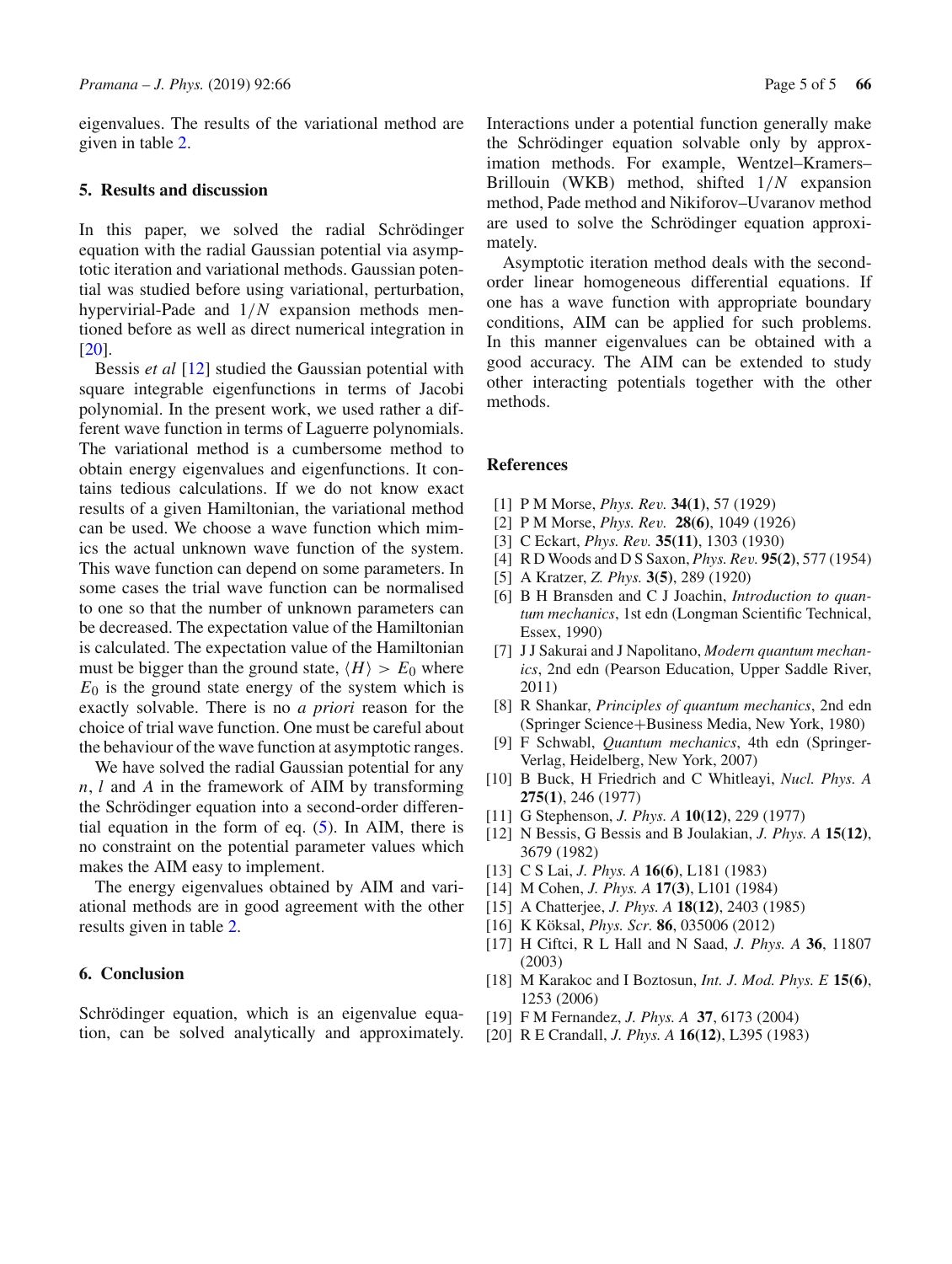eigenvalues. The results of the variational method are given in table 2.

## 5. Results and discussion

In this paper, we solved the radial Schrödinger equation with the radial Gaussian potential via asymptotic iteration and variational methods. Gaussian potential was studied before using variational, perturbation, hypervirial-Pade and $1/N$ expansion methods mentioned before as well as direct numerical integration in [20].

Bessis *et al* [12] studied the Gaussian potential with square integrable eigenfunctions in terms of Jacobi polynomial. In the present work, we used rather a different wave function in terms of Laguerre polynomials. The variational method is a cumbersome method to obtain energy eigenvalues and eigenfunctions. It contains tedious calculations. If we do not know exact results of a given Hamiltonian, the variational method can be used. We choose a wave function which mimics the actual unknown wave function of the system. This wave function can depend on some parameters. In some cases the trial wave function can be normalised to one so that the number of unknown parameters can be decreased. The expectation value of the Hamiltonian is calculated. The expectation value of the Hamiltonian must be bigger than the ground state, $\langle H \rangle > E_0$ where $E_0$ is the ground state energy of the system which is exactly solvable. There is no *a priori* reason for the choice of trial wave function. One must be careful about the behaviour of the wave function at asymptotic ranges.

We have solved the radial Gaussian potential for any $n$, $l$ and $A$ in the framework of AIM by transforming the Schrödinger equation into a second-order differential equation in the form of eq. (5). In AIM, there is no constraint on the potential parameter values which makes the AIM easy to implement.

The energy eigenvalues obtained by AIM and variational methods are in good agreement with the other results given in table 2.

## 6. Conclusion

Schrödinger equation, which is an eigenvalue equation, can be solved analytically and approximately. Interactions under a potential function generally make the Schrödinger equation solvable only by approximation methods. For example, Wentzel–Kramers–Brillouin (WKB) method, shifted $1/N$ expansion method, Pade method and Nikiforov–Uvaranov method are used to solve the Schrödinger equation approximately.

Asymptotic iteration method deals with the second-order linear homogeneous differential equations. If one has a wave function with appropriate boundary conditions, AIM can be applied for such problems. In this manner eigenvalues can be obtained with a good accuracy. The AIM can be extended to study other interacting potentials together with the other methods.

## References

[1] P M Morse, *Phys. Rev.* **34(1)**, 57 (1929)

[2] P M Morse, *Phys. Rev.* **28(6)**, 1049 (1926)

[3] C Eckart, *Phys. Rev.* **35(11)**, 1303 (1930)

[4] R D Woods and D S Saxon, *Phys. Rev.* **95(2)**, 577 (1954)

[5] A Kratzer, *Z. Phys.* **3(5)**, 289 (1920)

[6] B H Bransden and C J Joachin, *Introduction to quantum mechanics*, 1st edn (Longman Scientific Technical, Essex, 1990)

[7] J J Sakurai and J Napolitano, *Modern quantum mechanics*, 2nd edn (Pearson Education, Upper Saddle River, 2011)

[8] R Shankar, *Principles of quantum mechanics*, 2nd edn (Springer Science+Business Media, New York, 1980)

[9] F Schwabl, *Quantum mechanics*, 4th edn (Springer-Verlag, Heidelberg, New York, 2007)

[10] B Buck, H Friedrich and C Whitleayi, *Nucl. Phys. A* **275(1)**, 246 (1977)

[11] G Stephenson, *J. Phys. A* **10(12)**, 229 (1977)

[12] N Bessis, G Bessis and B Joulakian, *J. Phys. A* **15(12)**, 3679 (1982)

[13] C S Lai, *J. Phys. A* **16(6)**, L181 (1983)

[14] M Cohen, *J. Phys. A* **17(3)**, L101 (1984)

[15] A Chatterjee, *J. Phys. A* **18(12)**, 2403 (1985)

[16] K Köksal, *Phys. Scr.* **86**, 035006 (2012)

[17] H Ciftci, R L Hall and N Saad, *J. Phys. A* **36**, 11807 (2003)

[18] M Karakoc and I Boztosun, *Int. J. Mod. Phys. E* **15(6)**, 1253 (2006)

[19] F M Fernandez, *J. Phys. A* **37**, 6173 (2004)

[20] R E Crandall, *J. Phys. A* **16(12)**, L395 (1983)